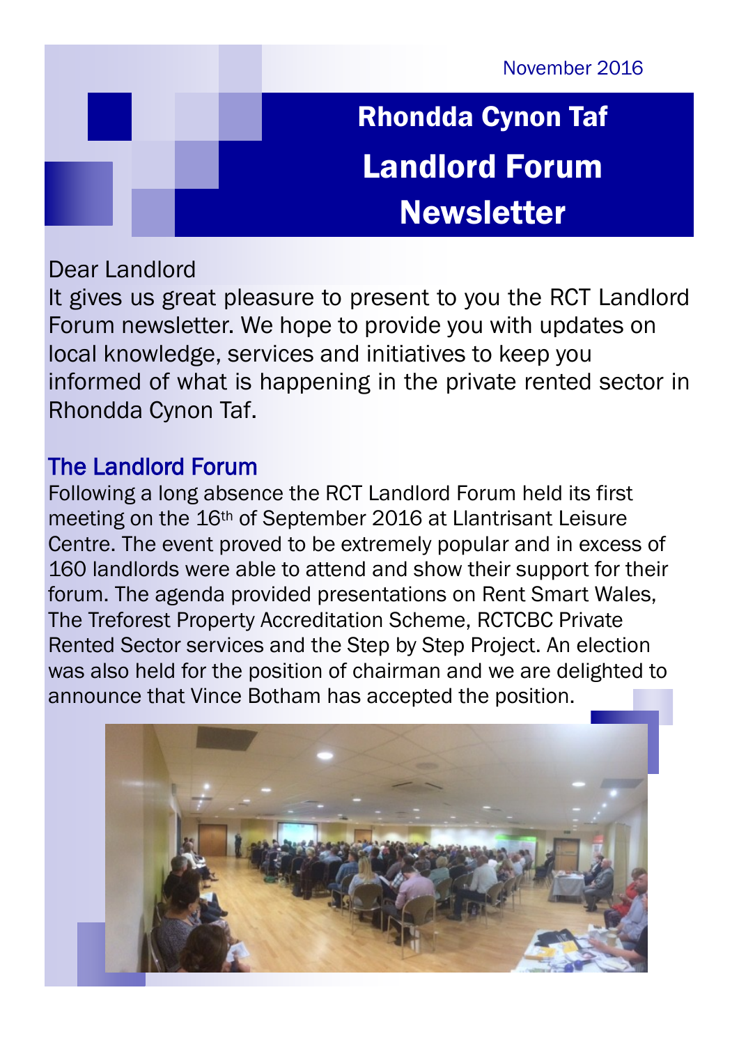November 2016

# Rhondda Cynon Taf Landlord Forum Newsletter

Dear Landlord

It gives us great pleasure to present to you the RCT Landlord Forum newsletter. We hope to provide you with updates on local knowledge, services and initiatives to keep you informed of what is happening in the private rented sector in Rhondda Cynon Taf.

## The Landlord Forum

Following a long absence the RCT Landlord Forum held its first meeting on the 16th of September 2016 at Llantrisant Leisure Centre. The event proved to be extremely popular and in excess of 160 landlords were able to attend and show their support for their forum. The agenda provided presentations on Rent Smart Wales, The Treforest Property Accreditation Scheme, RCTCBC Private Rented Sector services and the Step by Step Project. An election was also held for the position of chairman and we are delighted to announce that Vince Botham has accepted the position.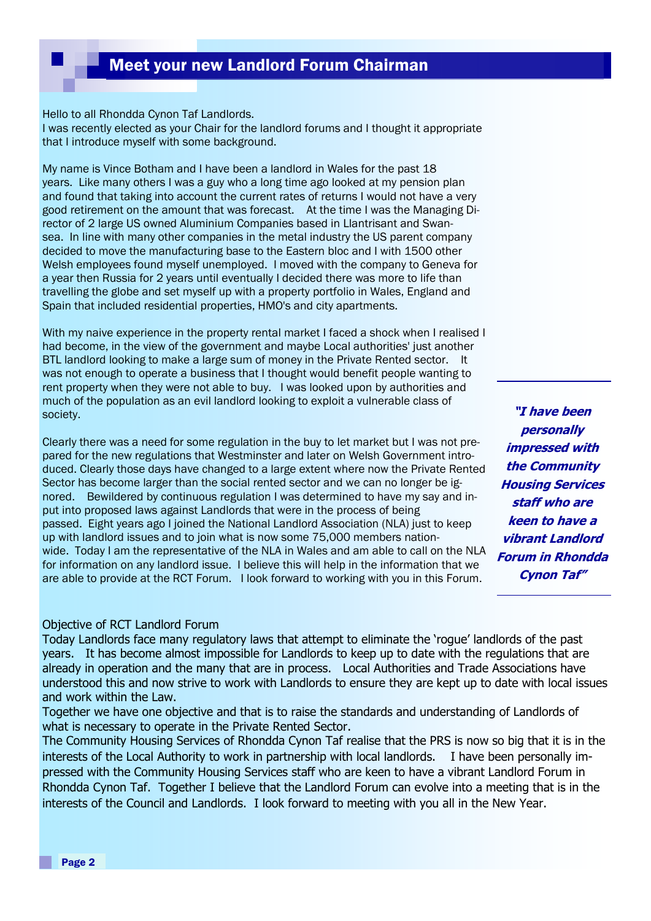## Meet your new Landlord Forum Chairman

Hello to all Rhondda Cynon Taf Landlords.
I was recently elected as your Chair for the landlord forums and I thought it appropriate that I introduce myself with some background.

My name is Vince Botham and I have been a landlord in Wales for the past 18 years. Like many others I was a guy who a long time ago looked at my pension plan and found that taking into account the current rates of returns I would not have a very good retirement on the amount that was forecast. At the time I was the Managing Director of 2 large US owned Aluminium Companies based in Llantrisant and Swansea. In line with many other companies in the metal industry the US parent company decided to move the manufacturing base to the Eastern bloc and I with 1500 other Welsh employees found myself unemployed. I moved with the company to Geneva for a year then Russia for 2 years until eventually I decided there was more to life than travelling the globe and set myself up with a property portfolio in Wales, England and Spain that included residential properties, HMO's and city apartments.

With my naive experience in the property rental market I faced a shock when I realised I had become, in the view of the government and maybe Local authorities' just another BTL landlord looking to make a large sum of money in the Private Rented sector. It was not enough to operate a business that I thought would benefit people wanting to rent property when they were not able to buy. I was looked upon by authorities and much of the population as an evil landlord looking to exploit a vulnerable class of society.

Clearly there was a need for some regulation in the buy to let market but I was not prepared for the new regulations that Westminster and later on Welsh Government introduced. Clearly those days have changed to a large extent where now the Private Rented Sector has become larger than the social rented sector and we can no longer be ignored. Bewildered by continuous regulation I was determined to have my say and input into proposed laws against Landlords that were in the process of being passed. Eight years ago I joined the National Landlord Association (NLA) just to keep up with landlord issues and to join what is now some 75,000 members nationwide. Today I am the representative of the NLA in Wales and am able to call on the NLA for information on any landlord issue. I believe this will help in the information that we are able to provide at the RCT Forum. I look forward to working with you in this Forum.

> ***"I have been personally impressed with the Community Housing Services staff who are keen to have a vibrant Landlord Forum in Rhondda Cynon Taf"***

### Objective of RCT Landlord Forum

Today Landlords face many regulatory laws that attempt to eliminate the 'rogue' landlords of the past years. It has become almost impossible for Landlords to keep up to date with the regulations that are already in operation and the many that are in process. Local Authorities and Trade Associations have understood this and now strive to work with Landlords to ensure they are kept up to date with local issues and work within the Law.
Together we have one objective and that is to raise the standards and understanding of Landlords of what is necessary to operate in the Private Rented Sector.
The Community Housing Services of Rhondda Cynon Taf realise that the PRS is now so big that it is in the interests of the Local Authority to work in partnership with local landlords. I have been personally impressed with the Community Housing Services staff who are keen to have a vibrant Landlord Forum in Rhondda Cynon Taf. Together I believe that the Landlord Forum can evolve into a meeting that is in the interests of the Council and Landlords. I look forward to meeting with you all in the New Year.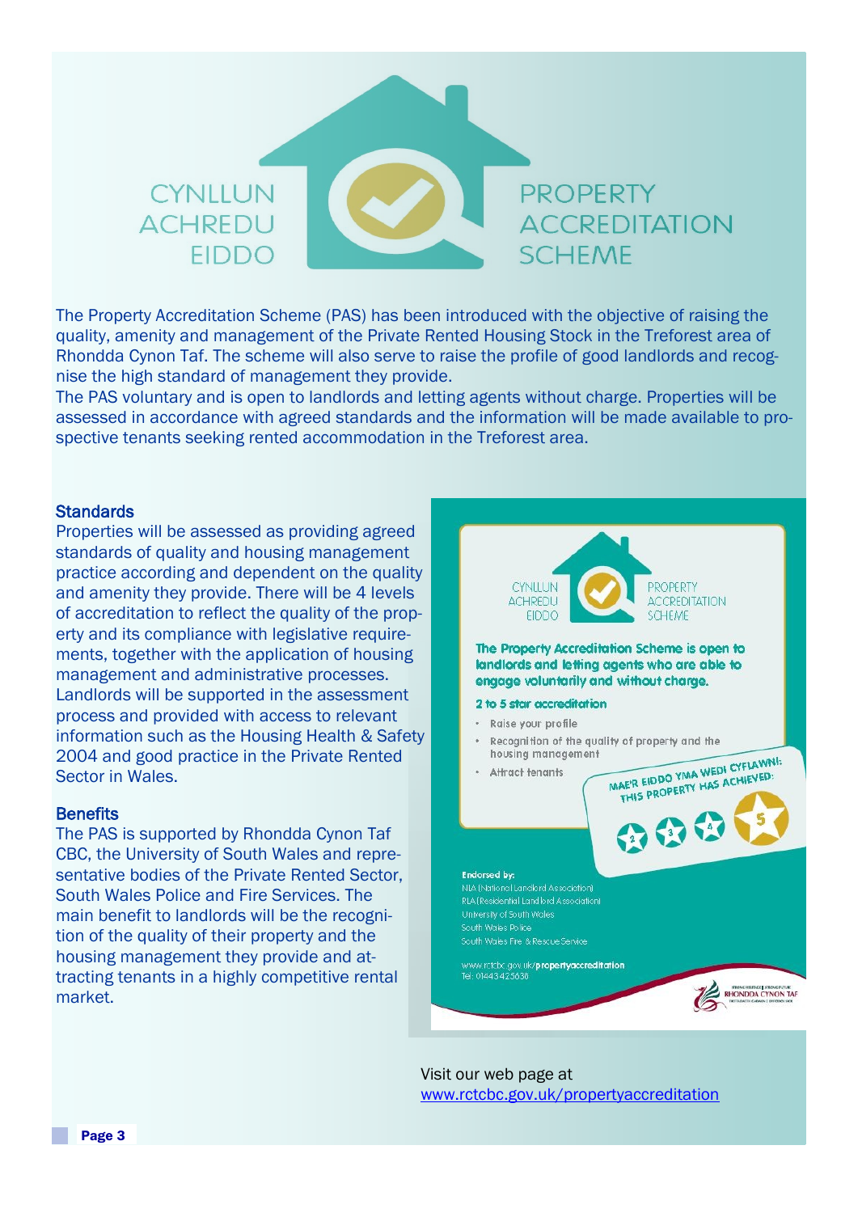# CYNLLUN ACHREDU EIDDO / PROPERTY ACCREDITATION SCHEME

The Property Accreditation Scheme (PAS) has been introduced with the objective of raising the quality, amenity and management of the Private Rented Housing Stock in the Treforest area of Rhondda Cynon Taf. The scheme will also serve to raise the profile of good landlords and recognise the high standard of management they provide.

The PAS voluntary and is open to landlords and letting agents without charge. Properties will be assessed in accordance with agreed standards and the information will be made available to prospective tenants seeking rented accommodation in the Treforest area.

## Standards

Properties will be assessed as providing agreed standards of quality and housing management practice according and dependent on the quality and amenity they provide. There will be 4 levels of accreditation to reflect the quality of the property and its compliance with legislative requirements, together with the application of housing management and administrative processes. Landlords will be supported in the assessment process and provided with access to relevant information such as the Housing Health & Safety 2004 and good practice in the Private Rented Sector in Wales.

## Benefits

The PAS is supported by Rhondda Cynon Taf CBC, the University of South Wales and representative bodies of the Private Rented Sector, South Wales Police and Fire Services. The main benefit to landlords will be the recognition of the quality of their property and the housing management they provide and attracting tenants in a highly competitive rental market.

CYNLLUN ACHREDU EIDDO / PROPERTY ACCREDITATION SCHEME

**The Property Accreditation Scheme is open to landlords and letting agents who are able to engage voluntarily and without charge.**

**2 to 5 star accreditation**

- Raise your profile
- Recognition of the quality of property and the housing management
- Attract tenants

MAE'R EIDDO YMA WEDI CYFLAWNI: THIS PROPERTY HAS ACHIEVED: 2 3 4 5

**Endorsed by:**

NLA (National Landlord Association)
RLA (Residential Landlord Association)
University of South Wales
South Wales Police
South Wales Fire & Rescue Service

www.rctcbc.gov.uk/**propertyaccreditation**
Tel: 01443 425638

RHONDDA CYNON TAF

Visit our web page at [www.rctcbc.gov.uk/propertyaccreditation](http://www.rctcbc.gov.uk/propertyaccreditation)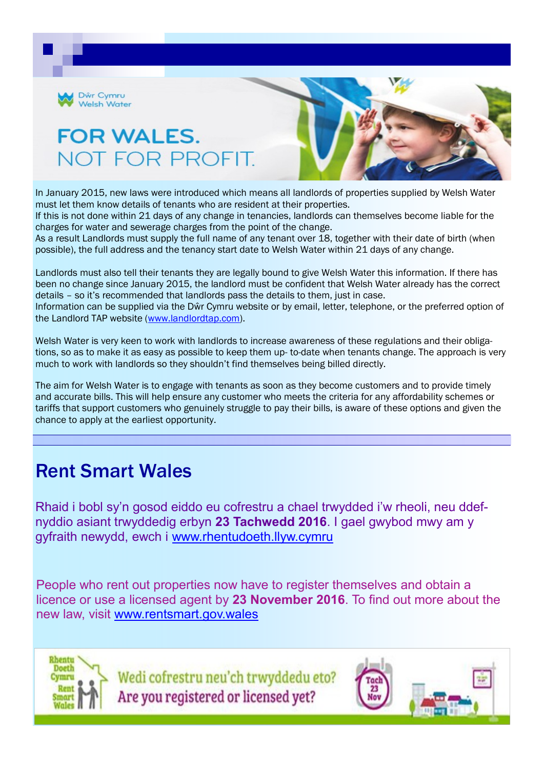Dŵr Cymru Welsh Water

FOR WALES.
NOT FOR PROFIT.

In January 2015, new laws were introduced which means all landlords of properties supplied by Welsh Water must let them know details of tenants who are resident at their properties.
If this is not done within 21 days of any change in tenancies, landlords can themselves become liable for the charges for water and sewerage charges from the point of the change.
As a result Landlords must supply the full name of any tenant over 18, together with their date of birth (when possible), the full address and the tenancy start date to Welsh Water within 21 days of any change.

Landlords must also tell their tenants they are legally bound to give Welsh Water this information. If there has been no change since January 2015, the landlord must be confident that Welsh Water already has the correct details – so it's recommended that landlords pass the details to them, just in case.
Information can be supplied via the Dŵr Cymru website or by email, letter, telephone, or the preferred option of the Landlord TAP website (www.landlordtap.com).

Welsh Water is very keen to work with landlords to increase awareness of these regulations and their obligations, so as to make it as easy as possible to keep them up- to-date when tenants change. The approach is very much to work with landlords so they shouldn't find themselves being billed directly.

The aim for Welsh Water is to engage with tenants as soon as they become customers and to provide timely and accurate bills. This will help ensure any customer who meets the criteria for any affordability schemes or tariffs that support customers who genuinely struggle to pay their bills, is aware of these options and given the chance to apply at the earliest opportunity.

## Rent Smart Wales

Rhaid i bobl sy'n gosod eiddo eu cofrestru a chael trwydded i'w rheoli, neu ddefnyddio asiant trwyddedig erbyn **23 Tachwedd 2016**. I gael gwybod mwy am y gyfraith newydd, ewch i www.rhentudoeth.llyw.cymru

People who rent out properties now have to register themselves and obtain a licence or use a licensed agent by **23 November 2016**. To find out more about the new law, visit www.rentsmart.gov.wales

Rhentu Doeth Cymru / Rent Smart Wales

Wedi cofrestru neu'ch trwyddedu eto?
Are you registered or licensed yet?

Tach 23 Nov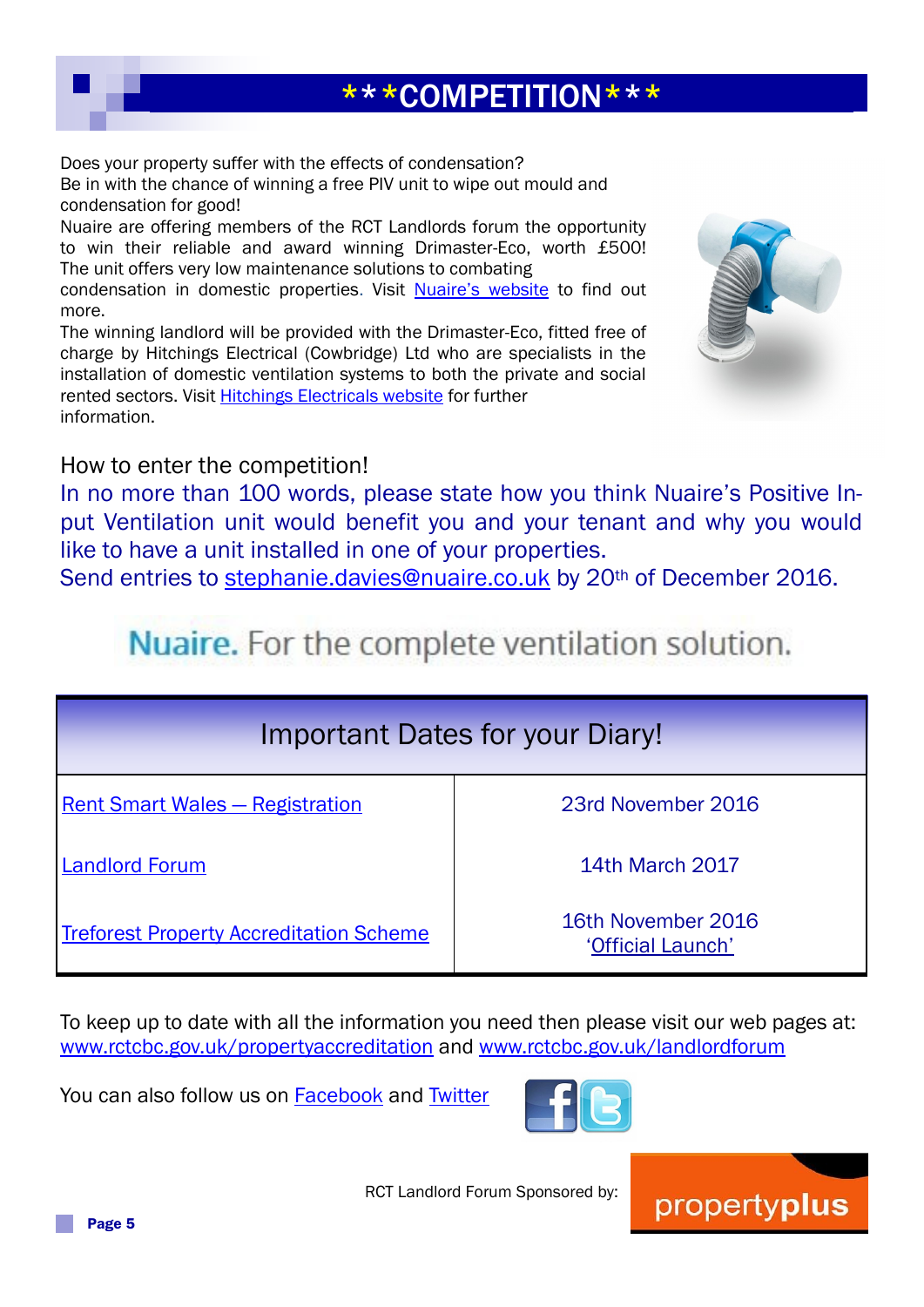# ***COMPETITION***

Does your property suffer with the effects of condensation?
Be in with the chance of winning a free PIV unit to wipe out mould and condensation for good!
Nuaire are offering members of the RCT Landlords forum the opportunity to win their reliable and award winning Drimaster-Eco, worth £500! The unit offers very low maintenance solutions to combating condensation in domestic properties. Visit Nuaire's website to find out more.
The winning landlord will be provided with the Drimaster-Eco, fitted free of charge by Hitchings Electrical (Cowbridge) Ltd who are specialists in the installation of domestic ventilation systems to both the private and social rented sectors. Visit Hitchings Electricals website for further information.

How to enter the competition!

In no more than 100 words, please state how you think Nuaire's Positive Input Ventilation unit would benefit you and your tenant and why you would like to have a unit installed in one of your properties.
Send entries to stephanie.davies@nuaire.co.uk by 20th of December 2016.

**Nuaire.** For the complete ventilation solution.

| Important Dates for your Diary! | |
|---|---|
| Rent Smart Wales — Registration | 23rd November 2016 |
| Landlord Forum | 14th March 2017 |
| Treforest Property Accreditation Scheme | 16th November 2016 'Official Launch' |

To keep up to date with all the information you need then please visit our web pages at: www.rctcbc.gov.uk/propertyaccreditation and www.rctcbc.gov.uk/landlordforum

You can also follow us on Facebook and Twitter

RCT Landlord Forum Sponsored by: propertyplus